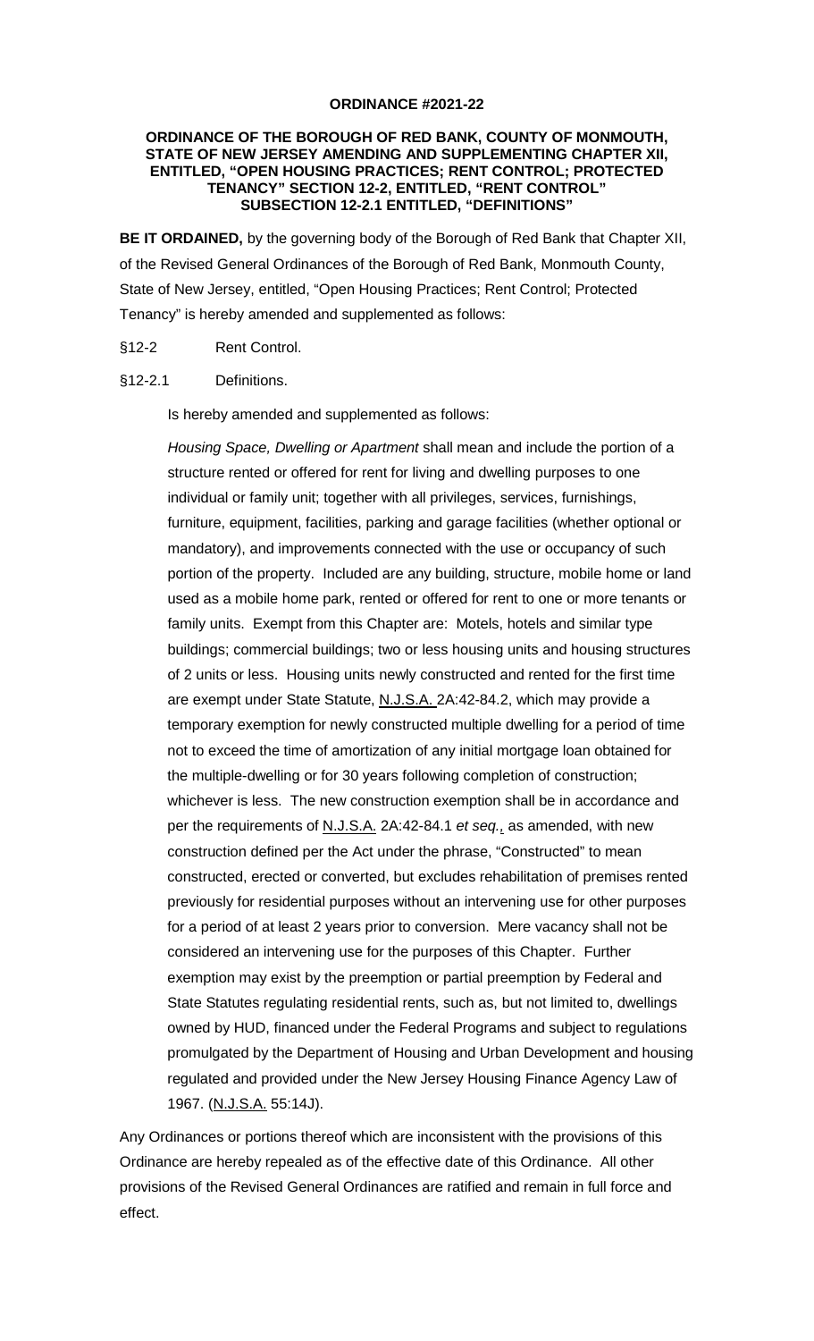# ORDINANCE #2021-22

## ORDINANCE OF THE BOROUGH OF RED BANK, COUNTY OF MONMOUTH, STATE OF NEW JERSEY AMENDING AND SUPPLEMENTING CHAPTER XII, ENTITLED, "OPEN HOUSING PRACTICES; RENT CONTROL; PROTECTED TENANCY" SECTION 12-2, ENTITLED, "RENT CONTROL" SUBSECTION 12-2.1 ENTITLED, "DEFINITIONS"

**BE IT ORDAINED,** by the governing body of the Borough of Red Bank that Chapter XII, of the Revised General Ordinances of the Borough of Red Bank, Monmouth County, State of New Jersey, entitled, "Open Housing Practices; Rent Control; Protected Tenancy" is hereby amended and supplemented as follows:

§12-2 Rent Control.

§12-2.1 Definitions.

Is hereby amended and supplemented as follows:

*Housing Space, Dwelling or Apartment* shall mean and include the portion of a structure rented or offered for rent for living and dwelling purposes to one individual or family unit; together with all privileges, services, furnishings, furniture, equipment, facilities, parking and garage facilities (whether optional or mandatory), and improvements connected with the use or occupancy of such portion of the property. Included are any building, structure, mobile home or land used as a mobile home park, rented or offered for rent to one or more tenants or family units. Exempt from this Chapter are: Motels, hotels and similar type buildings; commercial buildings; two or less housing units and housing structures of 2 units or less. Housing units newly constructed and rented for the first time are exempt under State Statute, N.J.S.A. 2A:42-84.2, which may provide a temporary exemption for newly constructed multiple dwelling for a period of time not to exceed the time of amortization of any initial mortgage loan obtained for the multiple-dwelling or for 30 years following completion of construction; whichever is less. The new construction exemption shall be in accordance and per the requirements of N.J.S.A. 2A:42-84.1 *et seq.*, as amended, with new construction defined per the Act under the phrase, "Constructed" to mean constructed, erected or converted, but excludes rehabilitation of premises rented previously for residential purposes without an intervening use for other purposes for a period of at least 2 years prior to conversion. Mere vacancy shall not be considered an intervening use for the purposes of this Chapter. Further exemption may exist by the preemption or partial preemption by Federal and State Statutes regulating residential rents, such as, but not limited to, dwellings owned by HUD, financed under the Federal Programs and subject to regulations promulgated by the Department of Housing and Urban Development and housing regulated and provided under the New Jersey Housing Finance Agency Law of 1967. (N.J.S.A. 55:14J).

Any Ordinances or portions thereof which are inconsistent with the provisions of this Ordinance are hereby repealed as of the effective date of this Ordinance. All other provisions of the Revised General Ordinances are ratified and remain in full force and effect.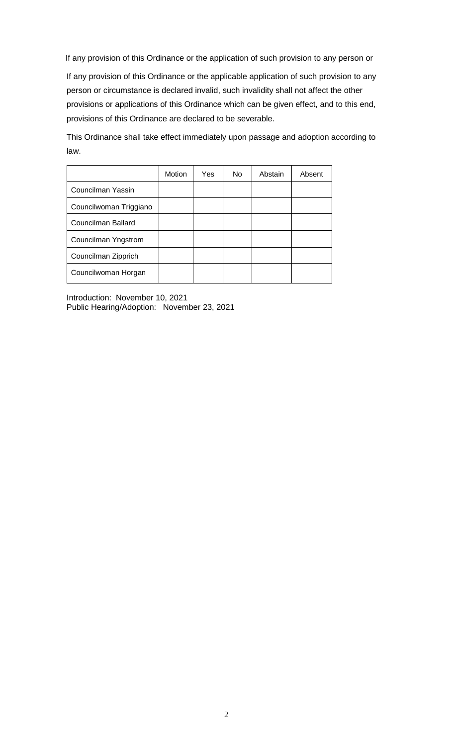If any provision of this Ordinance or the application of such provision to any person or

If any provision of this Ordinance or the applicable application of such provision to any person or circumstance is declared invalid, such invalidity shall not affect the other provisions or applications of this Ordinance which can be given effect, and to this end, provisions of this Ordinance are declared to be severable.

This Ordinance shall take effect immediately upon passage and adoption according to law.

| | Motion | Yes | No | Abstain | Absent |
|---|---|---|---|---|---|
| Councilman Yassin | | | | | |
| Councilwoman Triggiano | | | | | |
| Councilman Ballard | | | | | |
| Councilman Yngstrom | | | | | |
| Councilman Zipprich | | | | | |
| Councilwoman Horgan | | | | | |

Introduction: November 10, 2021
Public Hearing/Adoption: November 23, 2021